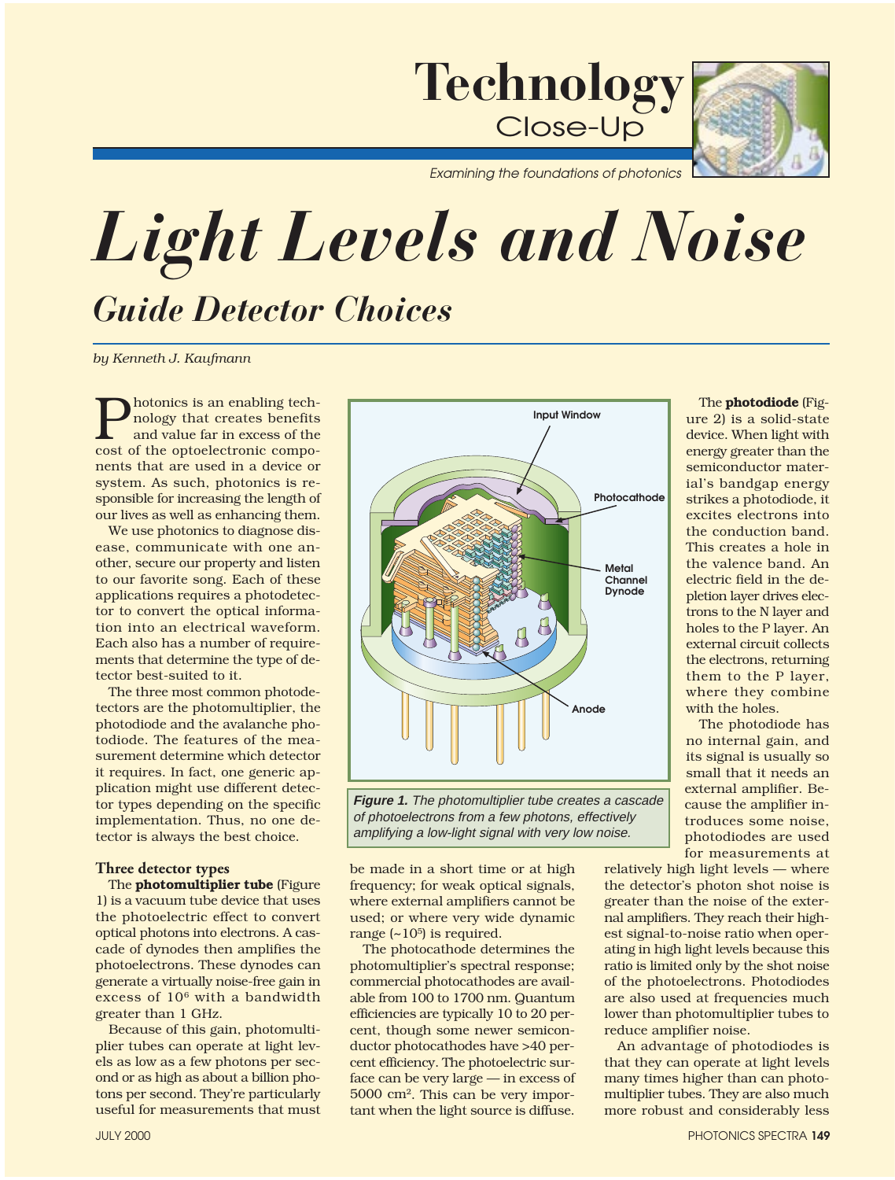# Light Levels and Noise

## Guide Detector Choices

*by Kenneth J. Kaufmann*

Photonics is an enabling technology that creates benefits and value far in excess of the cost of the optoelectronic components that are used in a device or system. As such, photonics is responsible for increasing the length of our lives as well as enhancing them.

We use photonics to diagnose disease, communicate with one another, secure our property and listen to our favorite song. Each of these applications requires a photodetector to convert the optical information into an electrical waveform. Each also has a number of requirements that determine the type of detector best-suited to it.

The three most common photodetectors are the photomultiplier, the photodiode and the avalanche photodiode. The features of the measurement determine which detector it requires. In fact, one generic application might use different detector types depending on the specific implementation. Thus, no one detector is always the best choice.

### Three detector types

The **photomultiplier tube** (Figure 1) is a vacuum tube device that uses the photoelectric effect to convert optical photons into electrons. A cascade of dynodes then amplifies the photoelectrons. These dynodes can generate a virtually noise-free gain in excess of $10^6$ with a bandwidth greater than 1 GHz.

Because of this gain, photomultiplier tubes can operate at light levels as low as a few photons per second or as high as about a billion photons per second. They're particularly useful for measurements that must be made in a short time or at high frequency; for weak optical signals, where external amplifiers cannot be used; or where very wide dynamic range (~$10^5$) is required.

*Figure 1. The photomultiplier tube creates a cascade of photoelectrons from a few photons, effectively amplifying a low-light signal with very low noise.*

The photocathode determines the photomultiplier's spectral response; commercial photocathodes are available from 100 to 1700 nm. Quantum efficiencies are typically 10 to 20 percent, though some newer semiconductor photocathodes have >40 percent efficiency. The photoelectric surface can be very large — in excess of 5000 cm². This can be very important when the light source is diffuse.

The **photodiode** (Figure 2) is a solid-state device. When light with energy greater than the semiconductor material's bandgap energy strikes a photodiode, it excites electrons into the conduction band. This creates a hole in the valence band. An electric field in the depletion layer drives electrons to the N layer and holes to the P layer. An external circuit collects the electrons, returning them to the P layer, where they combine with the holes.

The photodiode has no internal gain, and its signal is usually so small that it needs an external amplifier. Because the amplifier introduces some noise, photodiodes are used for measurements at relatively high light levels — where the detector's photon shot noise is greater than the noise of the external amplifiers. They reach their highest signal-to-noise ratio when operating in high light levels because this ratio is limited only by the shot noise of the photoelectrons. Photodiodes are also used at frequencies much lower than photomultiplier tubes to reduce amplifier noise.

An advantage of photodiodes is that they can operate at light levels many times higher than can photomultiplier tubes. They are also much more robust and considerably less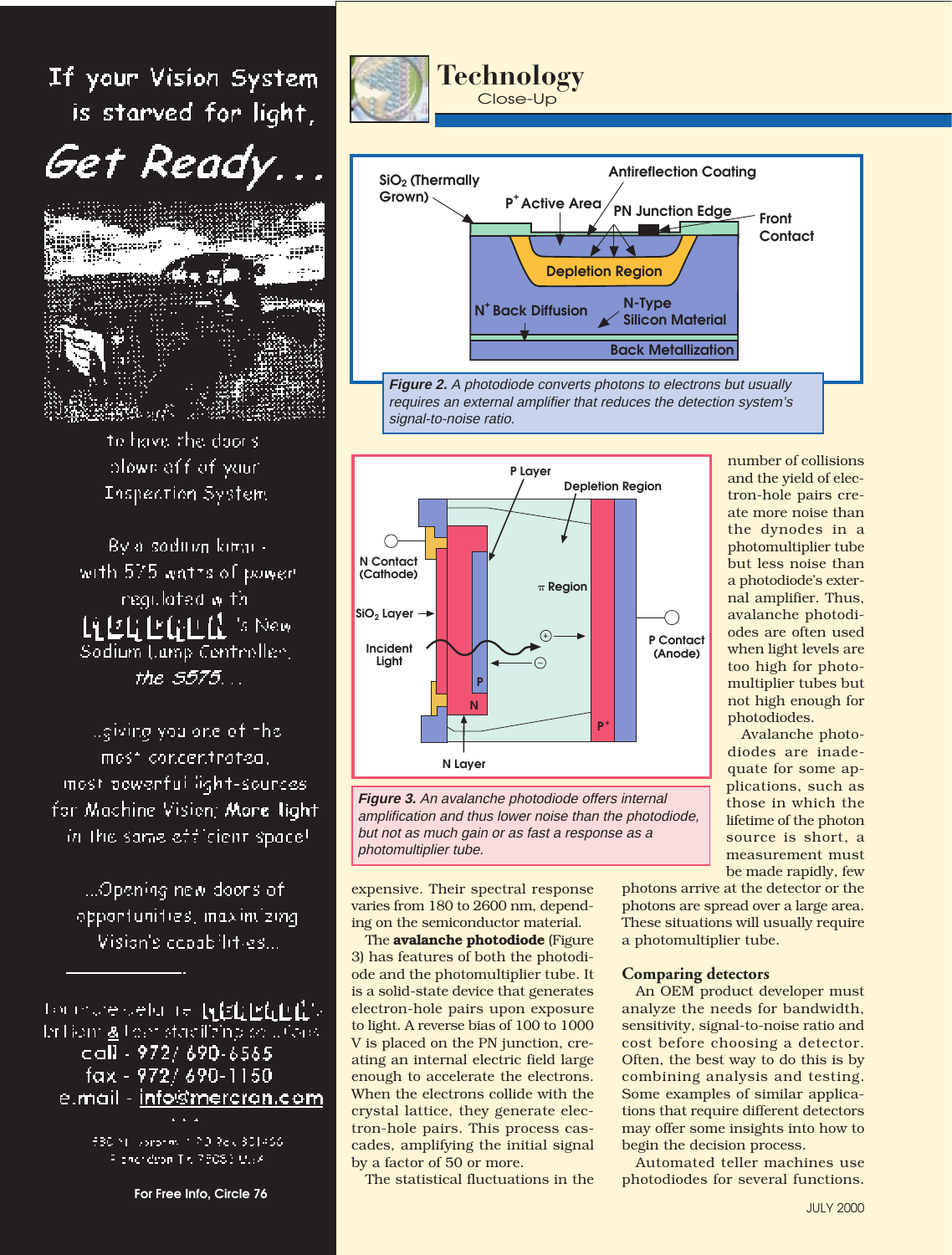## Technology Close-Up

*Figure 2. A photodiode converts photons to electrons but usually requires an external amplifier that reduces the detection system's signal-to-noise ratio.*

*Figure 3. An avalanche photodiode offers internal amplification and thus lower noise than the photodiode, but not as much gain or as fast a response as a photomultiplier tube.*

expensive. Their spectral response varies from 180 to 2600 nm, depending on the semiconductor material.

The **avalanche photodiode** (Figure 3) has features of both the photodiode and the photomultiplier tube. It is a solid-state device that generates electron-hole pairs upon exposure to light. A reverse bias of 100 to 1000 V is placed on the PN junction, creating an internal electric field large enough to accelerate the electrons. When the electrons collide with the crystal lattice, they generate electron-hole pairs. This process cascades, amplifying the initial signal by a factor of 50 or more.

The statistical fluctuations in the number of collisions and the yield of electron-hole pairs create more noise than the dynodes in a photomultiplier tube but less noise than a photodiode's external amplifier. Thus, avalanche photodiodes are often used when light levels are too high for photomultiplier tubes but not high enough for photodiodes.

Avalanche photodiodes are inadequate for some applications, such as those in which the lifetime of the photon source is short, a measurement must be made rapidly, few photons arrive at the detector or the photons are spread over a large area. These situations will usually require a photomultiplier tube.

### Comparing detectors

An OEM product developer must analyze the needs for bandwidth, sensitivity, signal-to-noise ratio and cost before choosing a detector. Often, the best way to do this is by combining analysis and testing. Some examples of similar applications that require different detectors may offer some insights into how to begin the decision process.

Automated teller machines use photodiodes for several functions.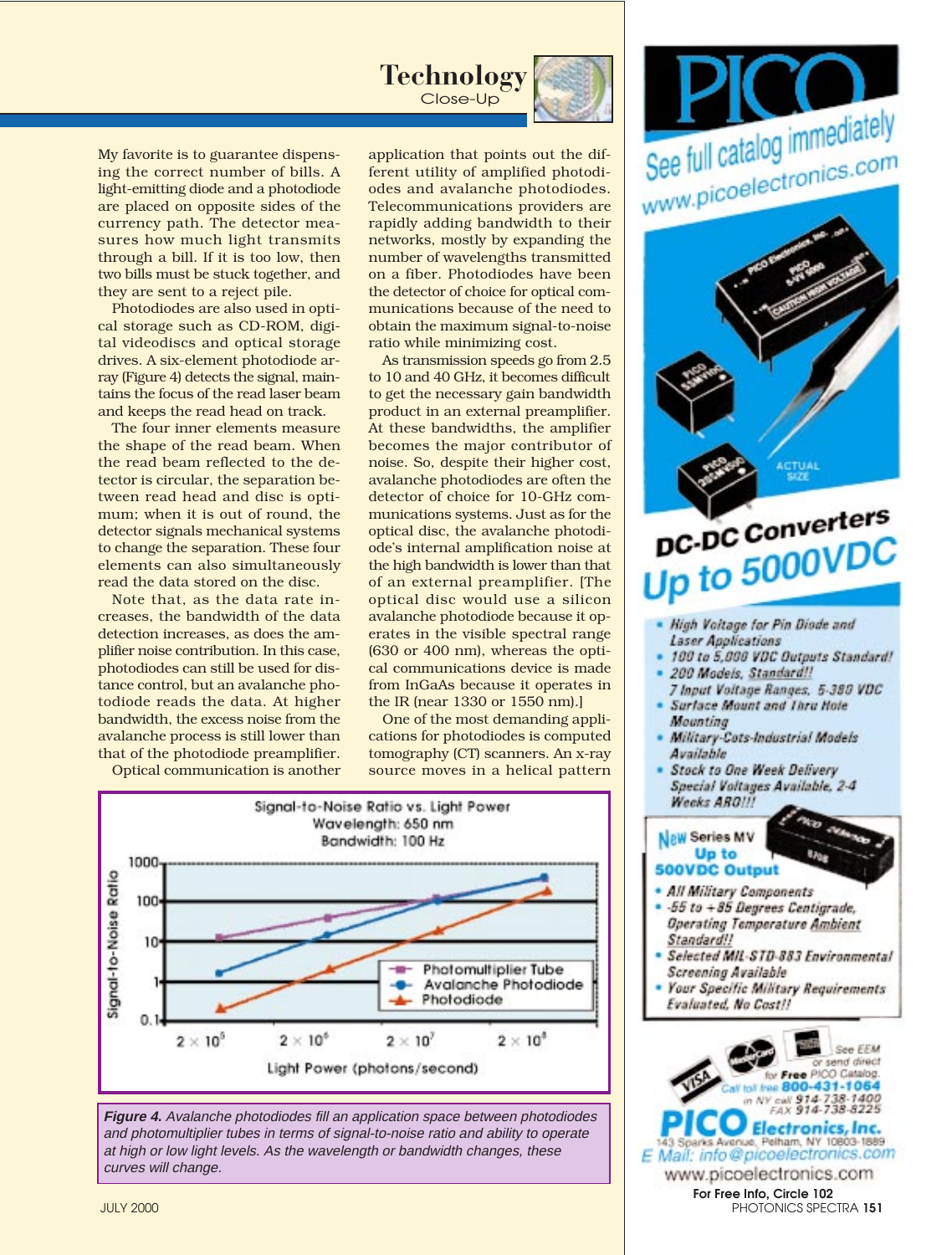My favorite is to guarantee dispensing the correct number of bills. A light-emitting diode and a photodiode are placed on opposite sides of the currency path. The detector measures how much light transmits through a bill. If it is too low, then two bills must be stuck together, and they are sent to a reject pile.

Photodiodes are also used in optical storage such as CD-ROM, digital videodiscs and optical storage drives. A six-element photodiode array (Figure 4) detects the signal, maintains the focus of the read laser beam and keeps the read head on track.

The four inner elements measure the shape of the read beam. When the read beam reflected to the detector is circular, the separation between read head and disc is optimum; when it is out of round, the detector signals mechanical systems to change the separation. These four elements can also simultaneously read the data stored on the disc.

Note that, as the data rate increases, the bandwidth of the data detection increases, as does the amplifier noise contribution. In this case, photodiodes can still be used for distance control, but an avalanche photodiode reads the data. At higher bandwidth, the excess noise from the avalanche process is still lower than that of the photodiode preamplifier.

Optical communication is another application that points out the different utility of amplified photodiodes and avalanche photodiodes. Telecommunications providers are rapidly adding bandwidth to their networks, mostly by expanding the number of wavelengths transmitted on a fiber. Photodiodes have been the detector of choice for optical communications because of the need to obtain the maximum signal-to-noise ratio while minimizing cost.

As transmission speeds go from 2.5 to 10 and 40 GHz, it becomes difficult to get the necessary gain bandwidth product in an external preamplifier. At these bandwidths, the amplifier becomes the major contributor of noise. So, despite their higher cost, avalanche photodiodes are often the detector of choice for 10-GHz communications systems. Just as for the optical disc, the avalanche photodiode's internal amplification noise at the high bandwidth is lower than that of an external preamplifier. [The optical disc would use a silicon avalanche photodiode because it operates in the visible spectral range (630 or 400 nm), whereas the optical communications device is made from InGaAs because it operates in the IR (near 1330 or 1550 nm).]

One of the most demanding applications for photodiodes is computed tomography (CT) scanners. An x-ray source moves in a helical pattern

*Figure 4. Avalanche photodiodes fill an application space between photodiodes and photomultiplier tubes in terms of signal-to-noise ratio and ability to operate at high or low light levels. As the wavelength or bandwidth changes, these curves will change.*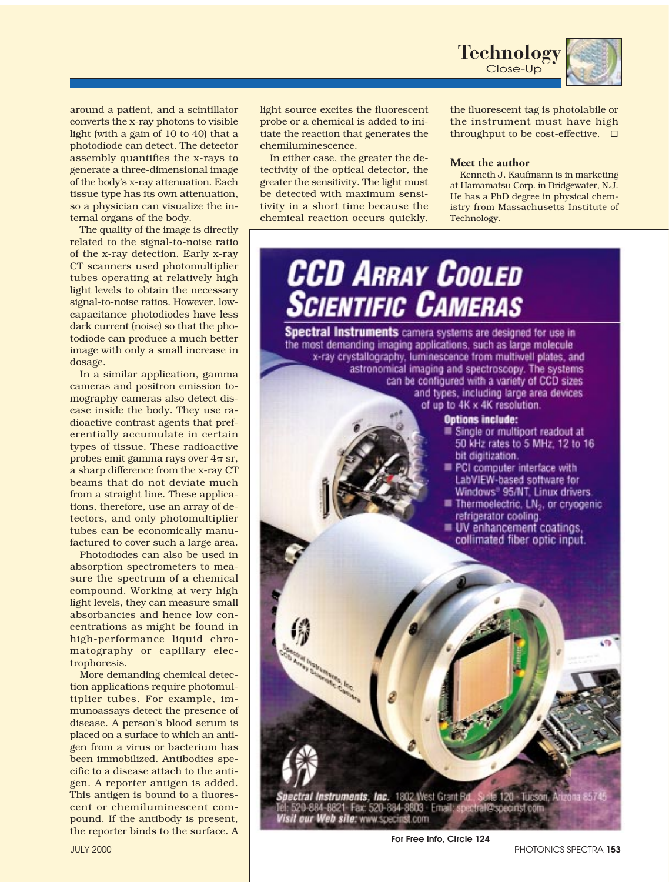around a patient, and a scintillator converts the x-ray photons to visible light (with a gain of 10 to 40) that a photodiode can detect. The detector assembly quantifies the x-rays to generate a three-dimensional image of the body's x-ray attenuation. Each tissue type has its own attenuation, so a physician can visualize the internal organs of the body.

The quality of the image is directly related to the signal-to-noise ratio of the x-ray detection. Early x-ray CT scanners used photomultiplier tubes operating at relatively high light levels to obtain the necessary signal-to-noise ratios. However, low-capacitance photodiodes have less dark current (noise) so that the photodiode can produce a much better image with only a small increase in dosage.

In a similar application, gamma cameras and positron emission tomography cameras also detect disease inside the body. They use radioactive contrast agents that preferentially accumulate in certain types of tissue. These radioactive probes emit gamma rays over $4\pi$ sr, a sharp difference from the x-ray CT beams that do not deviate much from a straight line. These applications, therefore, use an array of detectors, and only photomultiplier tubes can be economically manufactured to cover such a large area.

Photodiodes can also be used in absorption spectrometers to measure the spectrum of a chemical compound. Working at very high light levels, they can measure small absorbancies and hence low concentrations as might be found in high-performance liquid chromatography or capillary electrophoresis.

More demanding chemical detection applications require photomultiplier tubes. For example, immunoassays detect the presence of disease. A person's blood serum is placed on a surface to which an antigen from a virus or bacterium has been immobilized. Antibodies specific to a disease attach to the antigen. A reporter antigen is added. This antigen is bound to a fluorescent or chemiluminescent compound. If the antibody is present, the reporter binds to the surface. A light source excites the fluorescent probe or a chemical is added to initiate the reaction that generates the chemiluminescence.

In either case, the greater the detectivity of the optical detector, the greater the sensitivity. The light must be detected with maximum sensitivity in a short time because the chemical reaction occurs quickly, the fluorescent tag is photolabile or the instrument must have high throughput to be cost-effective. □

### Meet the author

Kenneth J. Kaufmann is in marketing at Hamamatsu Corp. in Bridgewater, N.J. He has a PhD degree in physical chemistry from Massachusetts Institute of Technology.

# CCD Array Cooled Scientific Cameras

**Spectral Instruments** camera systems are designed for use in the most demanding imaging applications, such as large molecule x-ray crystallography, luminescence from multiwell plates, and astronomical imaging and spectroscopy. The systems can be configured with a variety of CCD sizes and types, including large area devices of up to 4K x 4K resolution.

**Options include:**

- Single or multiport readout at 50 kHz rates to 5 MHz, 12 to 16 bit digitization.
- PCI computer interface with LabVIEW-based software for Windows® 95/NT, Linux drivers.
- Thermoelectric, $LN_2$, or cryogenic refrigerator cooling.
- UV enhancement coatings, collimated fiber optic input.

***Spectral Instruments, Inc.*** 1802 West Grant Rd., Suite 120 · Tucson, Arizona 85745
Tel: 520-884-8821 · Fax: 520-884-8803 · Email: spectral@specinst.com
***Visit our Web site:*** www.specinst.com

For Free Info, Circle 124